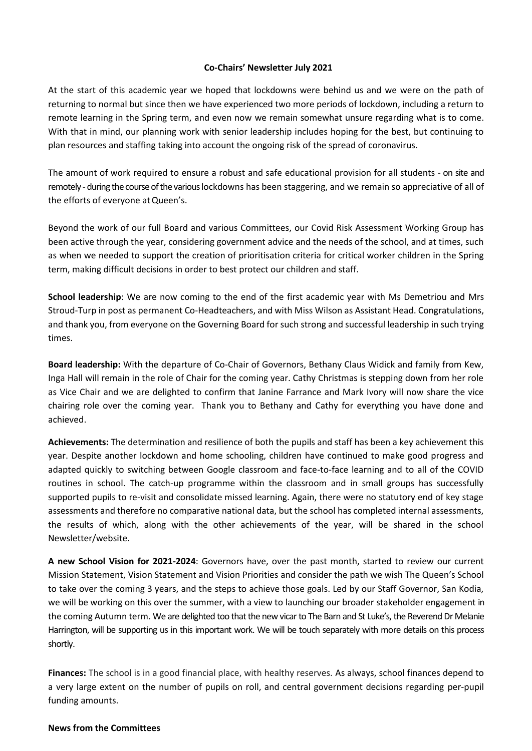**Co-Chairs' Newsletter July 2021**

At the start of this academic year we hoped that lockdowns were behind us and we were on the path of returning to normal but since then we have experienced two more periods of lockdown, including a return to remote learning in the Spring term, and even now we remain somewhat unsure regarding what is to come. With that in mind, our planning work with senior leadership includes hoping for the best, but continuing to plan resources and staffing taking into account the ongoing risk of the spread of coronavirus.

The amount of work required to ensure a robust and safe educational provision for all students - on site and remotely - during the course of the various lockdowns has been staggering, and we remain so appreciative of all of the efforts of everyone at Queen's.

Beyond the work of our full Board and various Committees, our Covid Risk Assessment Working Group has been active through the year, considering government advice and the needs of the school, and at times, such as when we needed to support the creation of prioritisation criteria for critical worker children in the Spring term, making difficult decisions in order to best protect our children and staff.

**School leadership**: We are now coming to the end of the first academic year with Ms Demetriou and Mrs Stroud-Turp in post as permanent Co-Headteachers, and with Miss Wilson as Assistant Head. Congratulations, and thank you, from everyone on the Governing Board for such strong and successful leadership in such trying times.

**Board leadership:** With the departure of Co-Chair of Governors, Bethany Claus Widick and family from Kew, Inga Hall will remain in the role of Chair for the coming year. Cathy Christmas is stepping down from her role as Vice Chair and we are delighted to confirm that Janine Farrance and Mark Ivory will now share the vice chairing role over the coming year. Thank you to Bethany and Cathy for everything you have done and achieved.

**Achievements:** The determination and resilience of both the pupils and staff has been a key achievement this year. Despite another lockdown and home schooling, children have continued to make good progress and adapted quickly to switching between Google classroom and face-to-face learning and to all of the COVID routines in school. The catch-up programme within the classroom and in small groups has successfully supported pupils to re-visit and consolidate missed learning. Again, there were no statutory end of key stage assessments and therefore no comparative national data, but the school has completed internal assessments, the results of which, along with the other achievements of the year, will be shared in the school Newsletter/website.

**A new School Vision for 2021-2024**: Governors have, over the past month, started to review our current Mission Statement, Vision Statement and Vision Priorities and consider the path we wish The Queen's School to take over the coming 3 years, and the steps to achieve those goals. Led by our Staff Governor, San Kodia, we will be working on this over the summer, with a view to launching our broader stakeholder engagement in the coming Autumn term. We are delighted too that the new vicar to The Barn and St Luke's, the Reverend Dr Melanie Harrington, will be supporting us in this important work. We will be touch separately with more details on this process shortly.

**Finances:** The school is in a good financial place, with healthy reserves. As always, school finances depend to a very large extent on the number of pupils on roll, and central government decisions regarding per-pupil funding amounts.

**News from the Committees**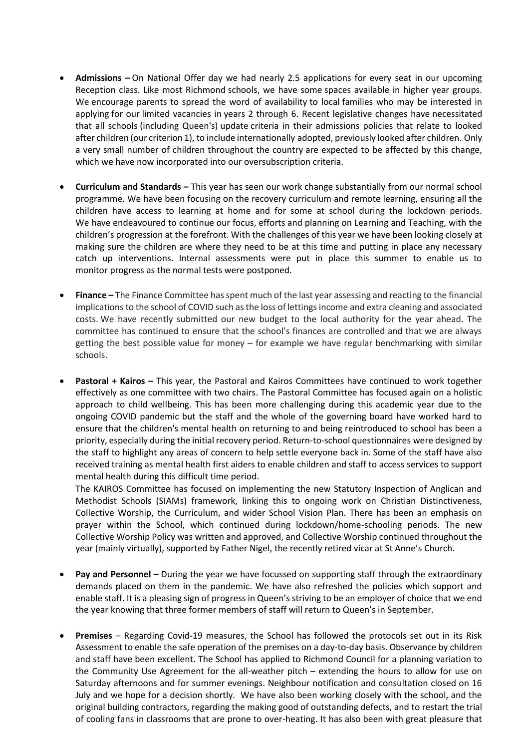- **Admissions –** On National Offer day we had nearly 2.5 applications for every seat in our upcoming Reception class. Like most Richmond schools, we have some spaces available in higher year groups. We encourage parents to spread the word of availability to local families who may be interested in applying for our limited vacancies in years 2 through 6. Recent legislative changes have necessitated that all schools (including Queen's) update criteria in their admissions policies that relate to looked after children (our criterion 1), to include internationally adopted, previously looked after children. Only a very small number of children throughout the country are expected to be affected by this change, which we have now incorporated into our oversubscription criteria.

- **Curriculum and Standards –** This year has seen our work change substantially from our normal school programme. We have been focusing on the recovery curriculum and remote learning, ensuring all the children have access to learning at home and for some at school during the lockdown periods. We have endeavoured to continue our focus, efforts and planning on Learning and Teaching, with the children's progression at the forefront. With the challenges of this year we have been looking closely at making sure the children are where they need to be at this time and putting in place any necessary catch up interventions. Internal assessments were put in place this summer to enable us to monitor progress as the normal tests were postponed.

- **Finance –** The Finance Committee has spent much of the last year assessing and reacting to the financial implications to the school of COVID such as the loss of lettings income and extra cleaning and associated costs. We have recently submitted our new budget to the local authority for the year ahead. The committee has continued to ensure that the school's finances are controlled and that we are always getting the best possible value for money – for example we have regular benchmarking with similar schools.

- **Pastoral + Kairos –** This year, the Pastoral and Kairos Committees have continued to work together effectively as one committee with two chairs. The Pastoral Committee has focused again on a holistic approach to child wellbeing. This has been more challenging during this academic year due to the ongoing COVID pandemic but the staff and the whole of the governing board have worked hard to ensure that the children's mental health on returning to and being reintroduced to school has been a priority, especially during the initial recovery period. Return-to-school questionnaires were designed by the staff to highlight any areas of concern to help settle everyone back in. Some of the staff have also received training as mental health first aiders to enable children and staff to access services to support mental health during this difficult time period.
  The KAIROS Committee has focused on implementing the new Statutory Inspection of Anglican and Methodist Schools (SIAMs) framework, linking this to ongoing work on Christian Distinctiveness, Collective Worship, the Curriculum, and wider School Vision Plan. There has been an emphasis on prayer within the School, which continued during lockdown/home-schooling periods. The new Collective Worship Policy was written and approved, and Collective Worship continued throughout the year (mainly virtually), supported by Father Nigel, the recently retired vicar at St Anne's Church.

- **Pay and Personnel –** During the year we have focussed on supporting staff through the extraordinary demands placed on them in the pandemic. We have also refreshed the policies which support and enable staff. It is a pleasing sign of progress in Queen's striving to be an employer of choice that we end the year knowing that three former members of staff will return to Queen's in September.

- **Premises** – Regarding Covid-19 measures, the School has followed the protocols set out in its Risk Assessment to enable the safe operation of the premises on a day-to-day basis. Observance by children and staff have been excellent. The School has applied to Richmond Council for a planning variation to the Community Use Agreement for the all-weather pitch – extending the hours to allow for use on Saturday afternoons and for summer evenings. Neighbour notification and consultation closed on 16 July and we hope for a decision shortly. We have also been working closely with the school, and the original building contractors, regarding the making good of outstanding defects, and to restart the trial of cooling fans in classrooms that are prone to over-heating. It has also been with great pleasure that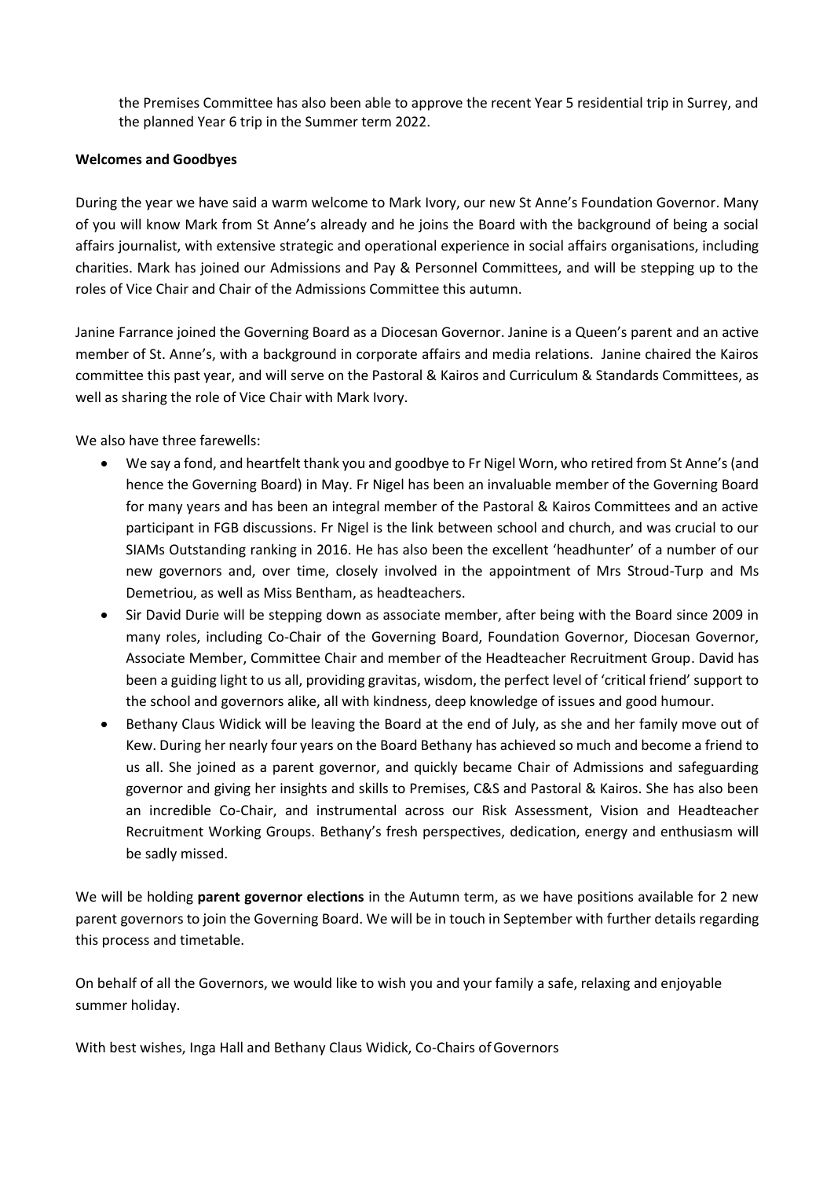the Premises Committee has also been able to approve the recent Year 5 residential trip in Surrey, and the planned Year 6 trip in the Summer term 2022.

**Welcomes and Goodbyes**

During the year we have said a warm welcome to Mark Ivory, our new St Anne's Foundation Governor. Many of you will know Mark from St Anne's already and he joins the Board with the background of being a social affairs journalist, with extensive strategic and operational experience in social affairs organisations, including charities. Mark has joined our Admissions and Pay & Personnel Committees, and will be stepping up to the roles of Vice Chair and Chair of the Admissions Committee this autumn.

Janine Farrance joined the Governing Board as a Diocesan Governor. Janine is a Queen's parent and an active member of St. Anne's, with a background in corporate affairs and media relations. Janine chaired the Kairos committee this past year, and will serve on the Pastoral & Kairos and Curriculum & Standards Committees, as well as sharing the role of Vice Chair with Mark Ivory.

We also have three farewells:

- We say a fond, and heartfelt thank you and goodbye to Fr Nigel Worn, who retired from St Anne's (and hence the Governing Board) in May. Fr Nigel has been an invaluable member of the Governing Board for many years and has been an integral member of the Pastoral & Kairos Committees and an active participant in FGB discussions. Fr Nigel is the link between school and church, and was crucial to our SIAMs Outstanding ranking in 2016. He has also been the excellent 'headhunter' of a number of our new governors and, over time, closely involved in the appointment of Mrs Stroud-Turp and Ms Demetriou, as well as Miss Bentham, as headteachers.
- Sir David Durie will be stepping down as associate member, after being with the Board since 2009 in many roles, including Co-Chair of the Governing Board, Foundation Governor, Diocesan Governor, Associate Member, Committee Chair and member of the Headteacher Recruitment Group. David has been a guiding light to us all, providing gravitas, wisdom, the perfect level of 'critical friend' support to the school and governors alike, all with kindness, deep knowledge of issues and good humour.
- Bethany Claus Widick will be leaving the Board at the end of July, as she and her family move out of Kew. During her nearly four years on the Board Bethany has achieved so much and become a friend to us all. She joined as a parent governor, and quickly became Chair of Admissions and safeguarding governor and giving her insights and skills to Premises, C&S and Pastoral & Kairos. She has also been an incredible Co-Chair, and instrumental across our Risk Assessment, Vision and Headteacher Recruitment Working Groups. Bethany's fresh perspectives, dedication, energy and enthusiasm will be sadly missed.

We will be holding **parent governor elections** in the Autumn term, as we have positions available for 2 new parent governors to join the Governing Board. We will be in touch in September with further details regarding this process and timetable.

On behalf of all the Governors, we would like to wish you and your family a safe, relaxing and enjoyable summer holiday.

With best wishes, Inga Hall and Bethany Claus Widick, Co-Chairs of Governors